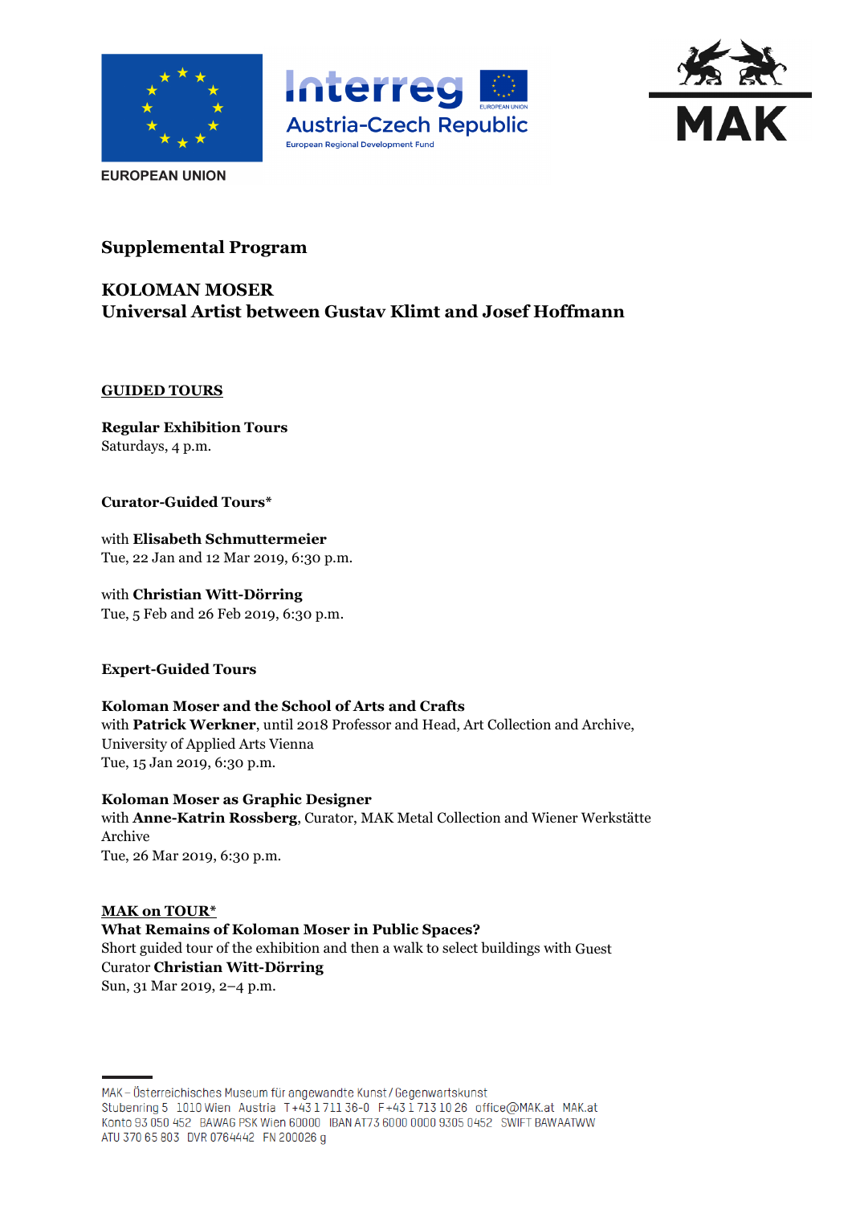EUROPEAN UNION

Interreg
Austria-Czech Republic
European Regional Development Fund

MAK

# Supplemental Program

## KOLOMAN MOSER
## Universal Artist between Gustav Klimt and Josef Hoffmann

### GUIDED TOURS

**Regular Exhibition Tours**
Saturdays, 4 p.m.

**Curator-Guided Tours***

with **Elisabeth Schmuttermeier**
Tue, 22 Jan and 12 Mar 2019, 6:30 p.m.

with **Christian Witt-Dörring**
Tue, 5 Feb and 26 Feb 2019, 6:30 p.m.

**Expert-Guided Tours**

**Koloman Moser and the School of Arts and Crafts**
with **Patrick Werkner**, until 2018 Professor and Head, Art Collection and Archive, University of Applied Arts Vienna
Tue, 15 Jan 2019, 6:30 p.m.

**Koloman Moser as Graphic Designer**
with **Anne-Katrin Rossberg**, Curator, MAK Metal Collection and Wiener Werkstätte Archive
Tue, 26 Mar 2019, 6:30 p.m.

### MAK on TOUR*

**What Remains of Koloman Moser in Public Spaces?**
Short guided tour of the exhibition and then a walk to select buildings with Guest Curator **Christian Witt-Dörring**
Sun, 31 Mar 2019, 2–4 p.m.

MAK – Österreichisches Museum für angewandte Kunst / Gegenwartskunst
Stubenring 5 1010 Wien Austria T +43 1 711 36-0 F +43 1 713 10 26 office@MAK.at MAK.at
Konto 93 050 452 BAWAG PSK Wien 60000 IBAN AT73 6000 0000 9305 0452 SWIFT BAWAATWW
ATU 370 65 803 DVR 0764442 FN 200026 g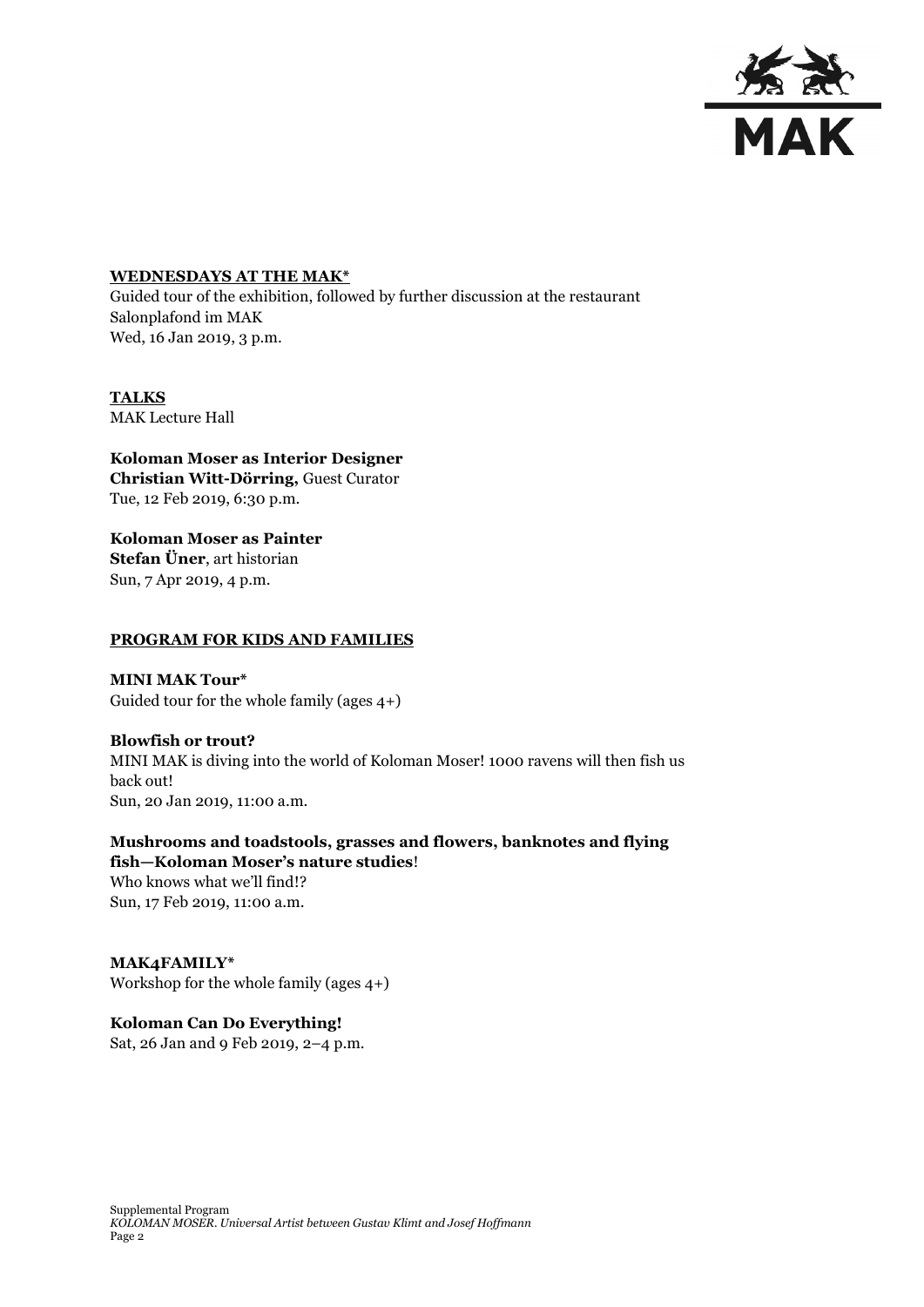## WEDNESDAYS AT THE MAK*

Guided tour of the exhibition, followed by further discussion at the restaurant Salonplafond im MAK
Wed, 16 Jan 2019, 3 p.m.

## TALKS

MAK Lecture Hall

**Koloman Moser as Interior Designer**
**Christian Witt-Dörring,** Guest Curator
Tue, 12 Feb 2019, 6:30 p.m.

**Koloman Moser as Painter**
**Stefan Üner**, art historian
Sun, 7 Apr 2019, 4 p.m.

## PROGRAM FOR KIDS AND FAMILIES

**MINI MAK Tour***
Guided tour for the whole family (ages 4+)

**Blowfish or trout?**
MINI MAK is diving into the world of Koloman Moser! 1000 ravens will then fish us back out!
Sun, 20 Jan 2019, 11:00 a.m.

**Mushrooms and toadstools, grasses and flowers, banknotes and flying fish—Koloman Moser's nature studies**!
Who knows what we'll find!?
Sun, 17 Feb 2019, 11:00 a.m.

**MAK4FAMILY***
Workshop for the whole family (ages 4+)

**Koloman Can Do Everything!**
Sat, 26 Jan and 9 Feb 2019, 2–4 p.m.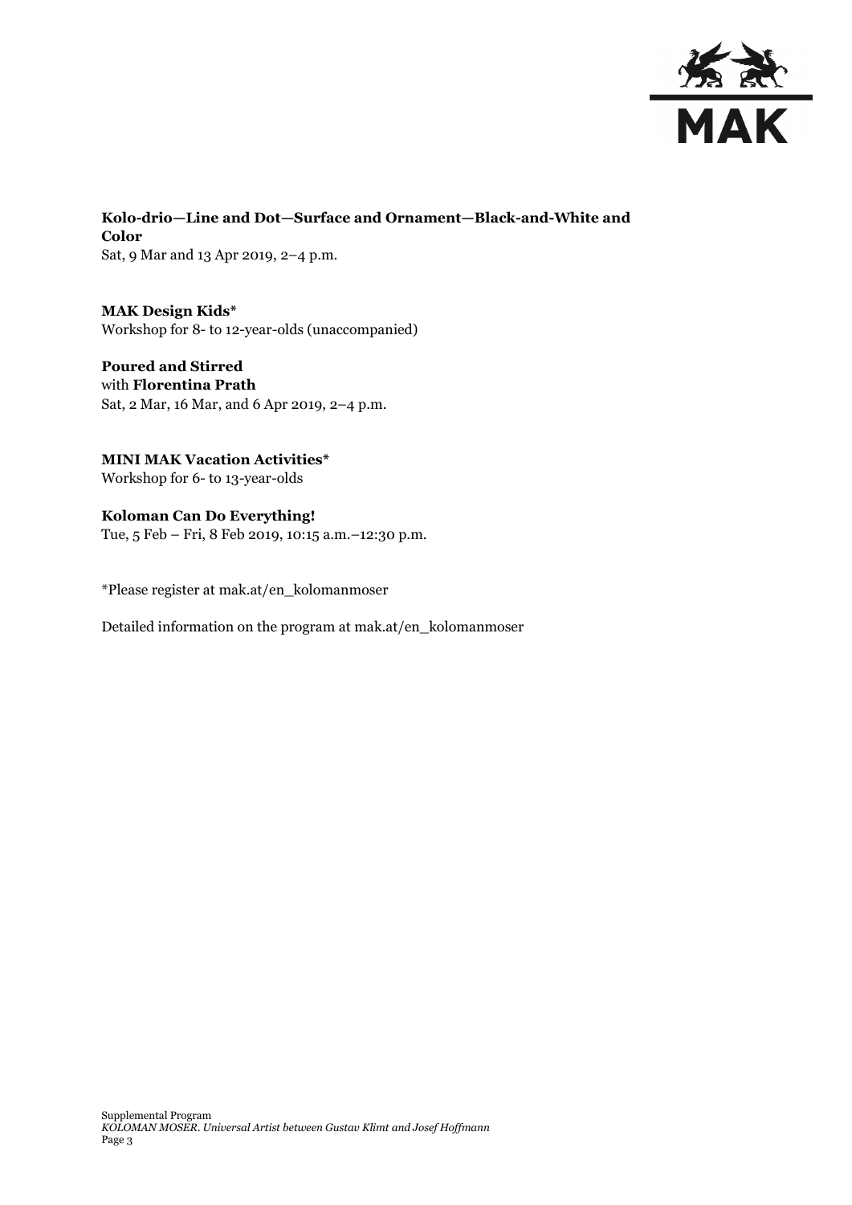**Kolo-drio—Line and Dot—Surface and Ornament—Black-and-White and Color**
Sat, 9 Mar and 13 Apr 2019, 2–4 p.m.

**MAK Design Kids***
Workshop for 8- to 12-year-olds (unaccompanied)

**Poured and Stirred**
with **Florentina Prath**
Sat, 2 Mar, 16 Mar, and 6 Apr 2019, 2–4 p.m.

**MINI MAK Vacation Activities***
Workshop for 6- to 13-year-olds

**Koloman Can Do Everything!**
Tue, 5 Feb – Fri, 8 Feb 2019, 10:15 a.m.–12:30 p.m.

*Please register at mak.at/en_kolomanmoser

Detailed information on the program at mak.at/en_kolomanmoser